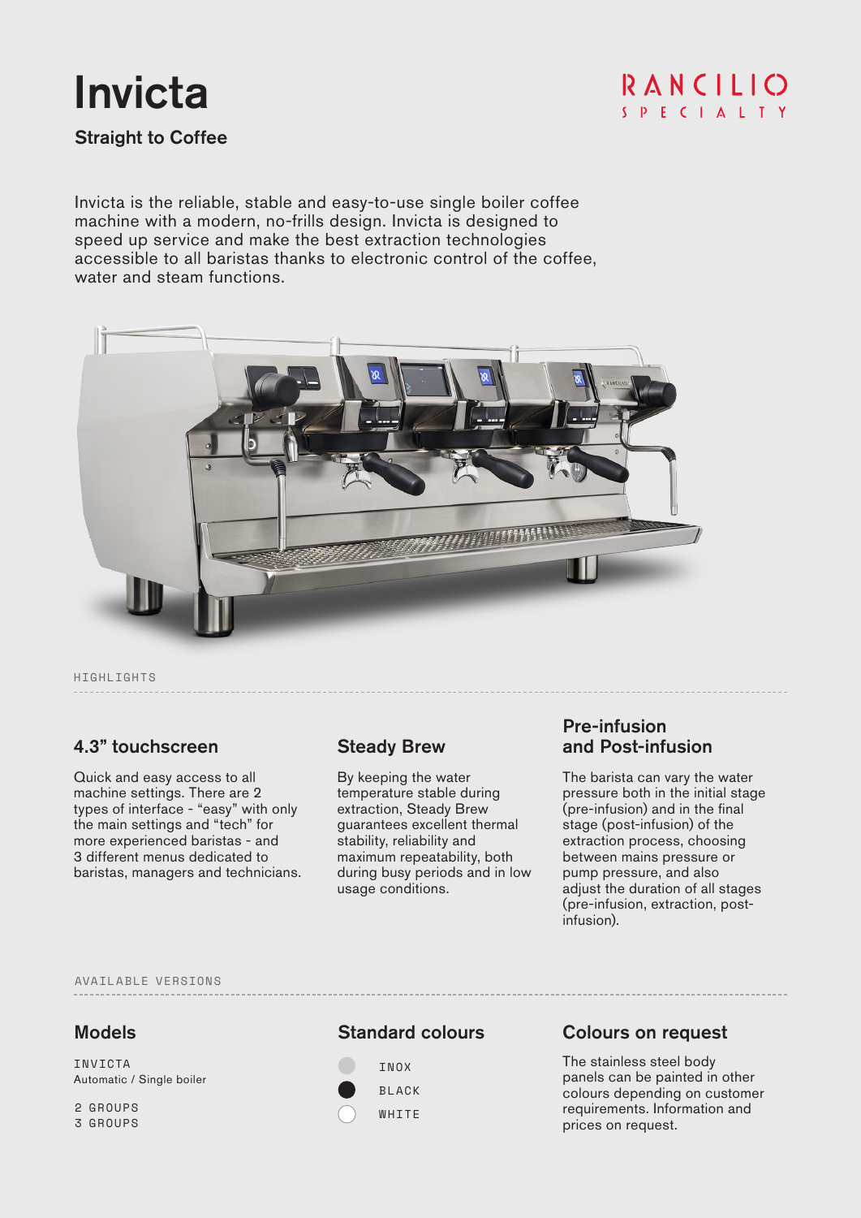# Invicta

**Straight to Coffee**

RANCILIO SPECIALTY

Invicta is the reliable, stable and easy-to-use single boiler coffee machine with a modern, no-frills design. Invicta is designed to speed up service and make the best extraction technologies accessible to all baristas thanks to electronic control of the coffee, water and steam functions.

HIGHLIGHTS

## 4.3” touchscreen

Quick and easy access to all machine settings. There are 2 types of interface - “easy” with only the main settings and “tech” for more experienced baristas - and 3 different menus dedicated to baristas, managers and technicians.

## Steady Brew

By keeping the water temperature stable during extraction, Steady Brew guarantees excellent thermal stability, reliability and maximum repeatability, both during busy periods and in low usage conditions.

## Pre-infusion and Post-infusion

The barista can vary the water pressure both in the initial stage (pre-infusion) and in the final stage (post-infusion) of the extraction process, choosing between mains pressure or pump pressure, and also adjust the duration of all stages (pre-infusion, extraction, post-infusion).

AVAILABLE VERSIONS

## Models

INVICTA
Automatic / Single boiler

2 GROUPS
3 GROUPS

## Standard colours

- INOX
- BLACK
- WHITE

## Colours on request

The stainless steel body panels can be painted in other colours depending on customer requirements. Information and prices on request.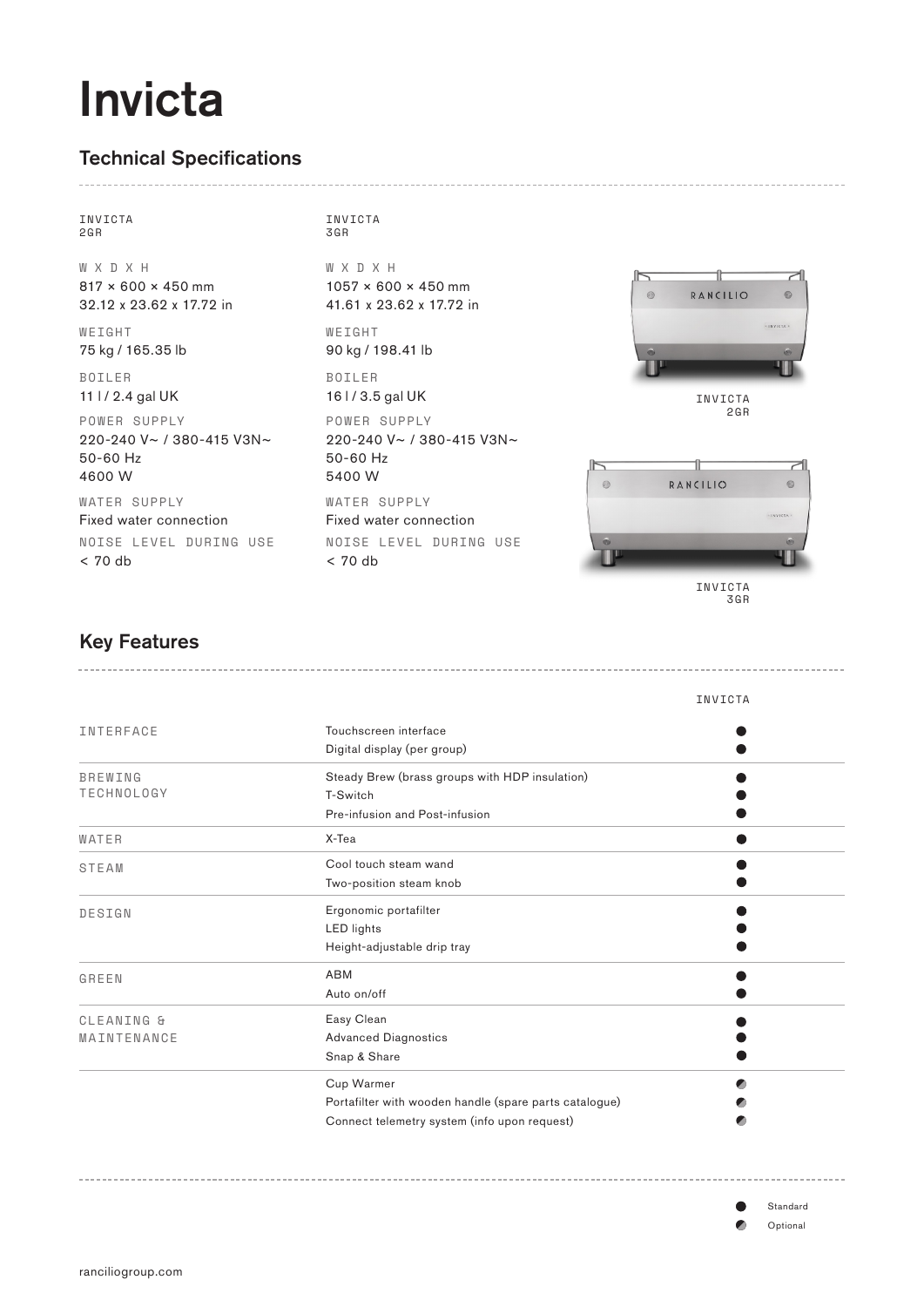# Invicta

## Technical Specifications

| INVICTA 2GR | INVICTA 3GR |
|---|---|
| W X D X H<br>817 × 600 × 450 mm<br>32.12 x 23.62 x 17.72 in | W X D X H<br>1057 × 600 × 450 mm<br>41.61 x 23.62 x 17.72 in |
| WEIGHT<br>75 kg / 165.35 lb | WEIGHT<br>90 kg / 198.41 lb |
| BOILER<br>11 l / 2.4 gal UK | BOILER<br>16 l / 3.5 gal UK |
| POWER SUPPLY<br>220-240 V~ / 380-415 V3N~<br>50-60 Hz<br>4600 W | POWER SUPPLY<br>220-240 V~ / 380-415 V3N~<br>50-60 Hz<br>5400 W |
| WATER SUPPLY<br>Fixed water connection | WATER SUPPLY<br>Fixed water connection |
| NOISE LEVEL DURING USE<br>< 70 db | NOISE LEVEL DURING USE<br>< 70 db |

INVICTA 2GR

INVICTA 3GR

## Key Features

| | | INVICTA |
|---|---|---|
| INTERFACE | Touchscreen interface | ● |
| | Digital display (per group) | ● |
| BREWING TECHNOLOGY | Steady Brew (brass groups with HDP insulation) | ● |
| | T-Switch | ● |
| | Pre-infusion and Post-infusion | ● |
| WATER | X-Tea | ● |
| STEAM | Cool touch steam wand | ● |
| | Two-position steam knob | ● |
| DESIGN | Ergonomic portafilter | ● |
| | LED lights | ● |
| | Height-adjustable drip tray | ● |
| GREEN | ABM | ● |
| | Auto on/off | ● |
| CLEANING & MAINTENANCE | Easy Clean | ● |
| | Advanced Diagnostics | ● |
| | Snap & Share | ● |
| | Cup Warmer | ◐ |
| | Portafilter with wooden handle (spare parts catalogue) | ◐ |
| | Connect telemetry system (info upon request) | ◐ |

● Standard
◐ Optional

ranciliogroup.com